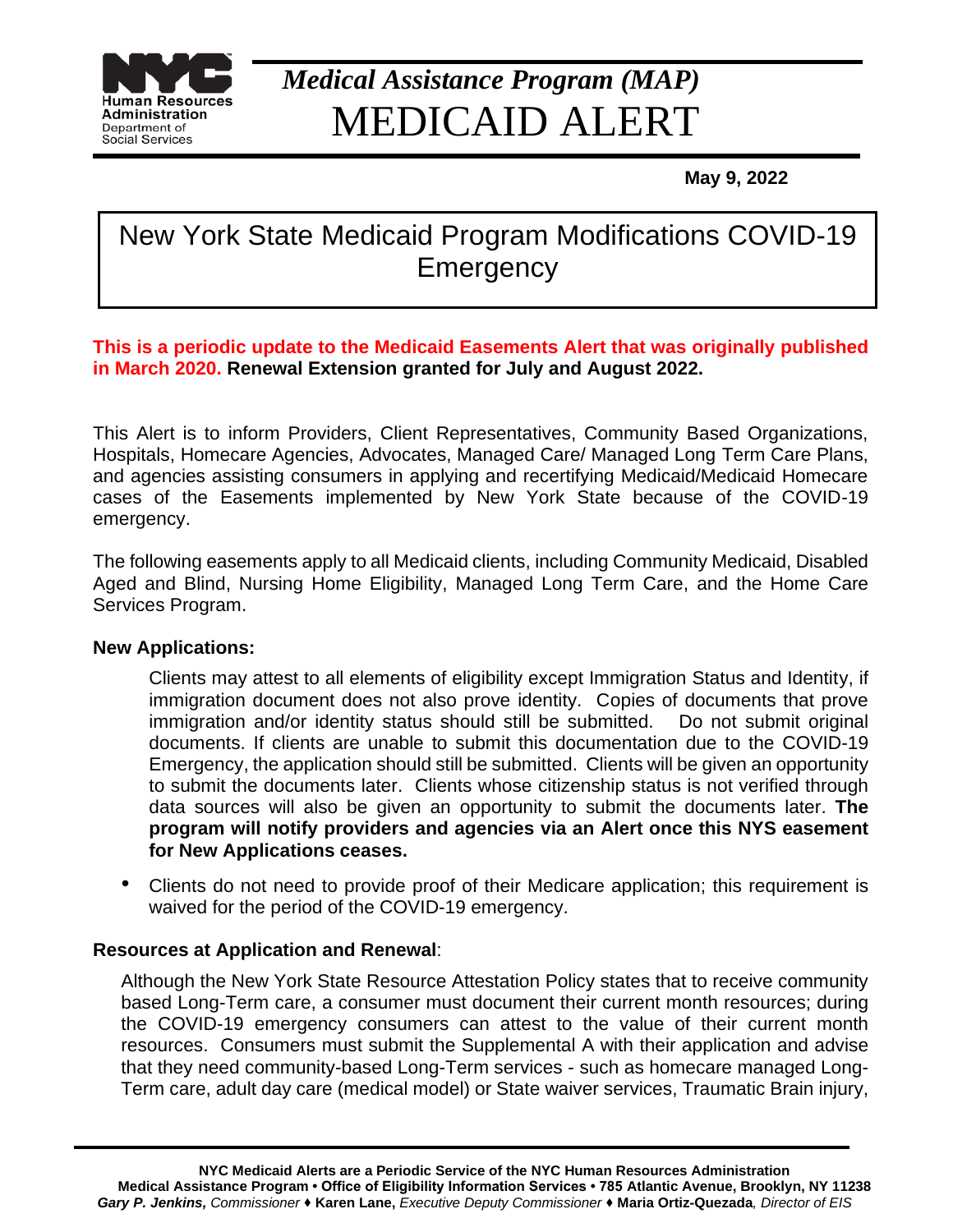Human Resources Administration
Department of Social Services

# *Medical Assistance Program (MAP)*
# MEDICAID ALERT

**May 9, 2022**

## New York State Medicaid Program Modifications COVID-19 Emergency

**This is a periodic update to the Medicaid Easements Alert that was originally published in March 2020. Renewal Extension granted for July and August 2022.**

This Alert is to inform Providers, Client Representatives, Community Based Organizations, Hospitals, Homecare Agencies, Advocates, Managed Care/ Managed Long Term Care Plans, and agencies assisting consumers in applying and recertifying Medicaid/Medicaid Homecare cases of the Easements implemented by New York State because of the COVID-19 emergency.

The following easements apply to all Medicaid clients, including Community Medicaid, Disabled Aged and Blind, Nursing Home Eligibility, Managed Long Term Care, and the Home Care Services Program.

**New Applications:**

Clients may attest to all elements of eligibility except Immigration Status and Identity, if immigration document does not also prove identity. Copies of documents that prove immigration and/or identity status should still be submitted. Do not submit original documents. If clients are unable to submit this documentation due to the COVID-19 Emergency, the application should still be submitted. Clients will be given an opportunity to submit the documents later. Clients whose citizenship status is not verified through data sources will also be given an opportunity to submit the documents later. **The program will notify providers and agencies via an Alert once this NYS easement for New Applications ceases.**

- Clients do not need to provide proof of their Medicare application; this requirement is waived for the period of the COVID-19 emergency.

**Resources at Application and Renewal**:

Although the New York State Resource Attestation Policy states that to receive community based Long-Term care, a consumer must document their current month resources; during the COVID-19 emergency consumers can attest to the value of their current month resources. Consumers must submit the Supplemental A with their application and advise that they need community-based Long-Term services - such as homecare managed Long-Term care, adult day care (medical model) or State waiver services, Traumatic Brain injury,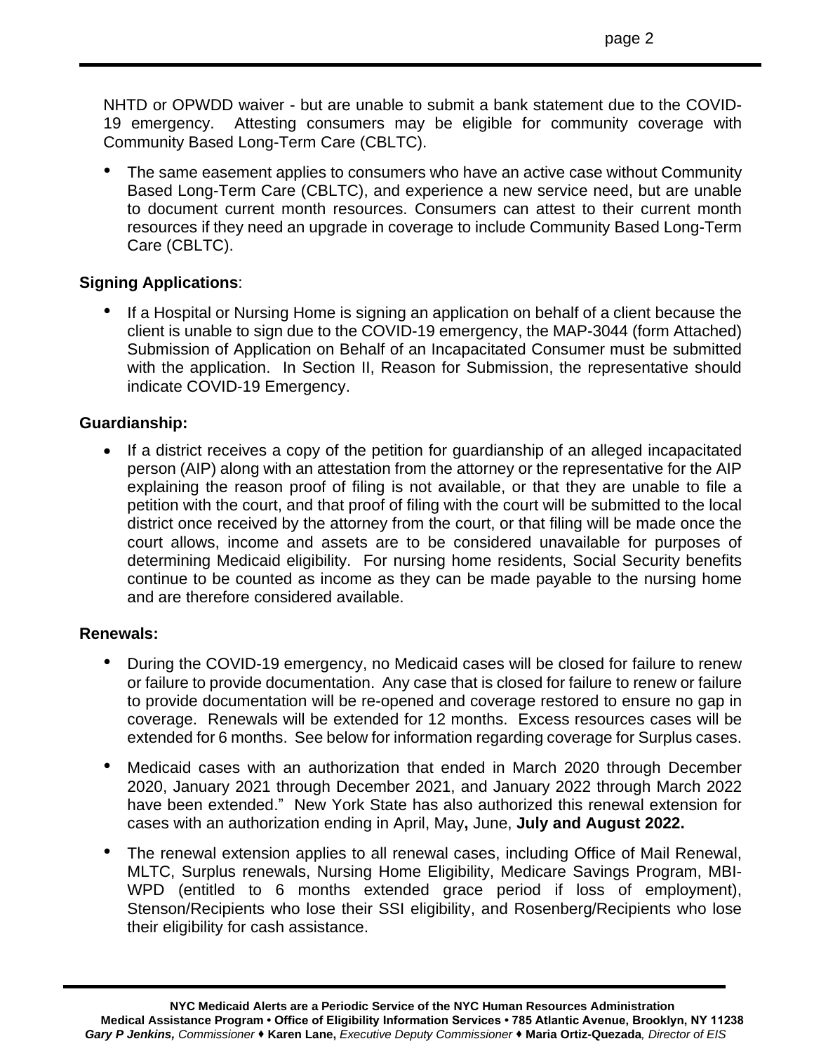NHTD or OPWDD waiver - but are unable to submit a bank statement due to the COVID-19 emergency. Attesting consumers may be eligible for community coverage with Community Based Long-Term Care (CBLTC).

- The same easement applies to consumers who have an active case without Community Based Long-Term Care (CBLTC), and experience a new service need, but are unable to document current month resources. Consumers can attest to their current month resources if they need an upgrade in coverage to include Community Based Long-Term Care (CBLTC).

**Signing Applications**:

- If a Hospital or Nursing Home is signing an application on behalf of a client because the client is unable to sign due to the COVID-19 emergency, the MAP-3044 (form Attached) Submission of Application on Behalf of an Incapacitated Consumer must be submitted with the application. In Section II, Reason for Submission, the representative should indicate COVID-19 Emergency.

**Guardianship:**

- If a district receives a copy of the petition for guardianship of an alleged incapacitated person (AIP) along with an attestation from the attorney or the representative for the AIP explaining the reason proof of filing is not available, or that they are unable to file a petition with the court, and that proof of filing with the court will be submitted to the local district once received by the attorney from the court, or that filing will be made once the court allows, income and assets are to be considered unavailable for purposes of determining Medicaid eligibility. For nursing home residents, Social Security benefits continue to be counted as income as they can be made payable to the nursing home and are therefore considered available.

**Renewals:**

- During the COVID-19 emergency, no Medicaid cases will be closed for failure to renew or failure to provide documentation. Any case that is closed for failure to renew or failure to provide documentation will be re-opened and coverage restored to ensure no gap in coverage. Renewals will be extended for 12 months. Excess resources cases will be extended for 6 months. See below for information regarding coverage for Surplus cases.

- Medicaid cases with an authorization that ended in March 2020 through December 2020, January 2021 through December 2021, and January 2022 through March 2022 have been extended." New York State has also authorized this renewal extension for cases with an authorization ending in April, May**,** June, **July and August 2022.**

- The renewal extension applies to all renewal cases, including Office of Mail Renewal, MLTC, Surplus renewals, Nursing Home Eligibility, Medicare Savings Program, MBI-WPD (entitled to 6 months extended grace period if loss of employment), Stenson/Recipients who lose their SSI eligibility, and Rosenberg/Recipients who lose their eligibility for cash assistance.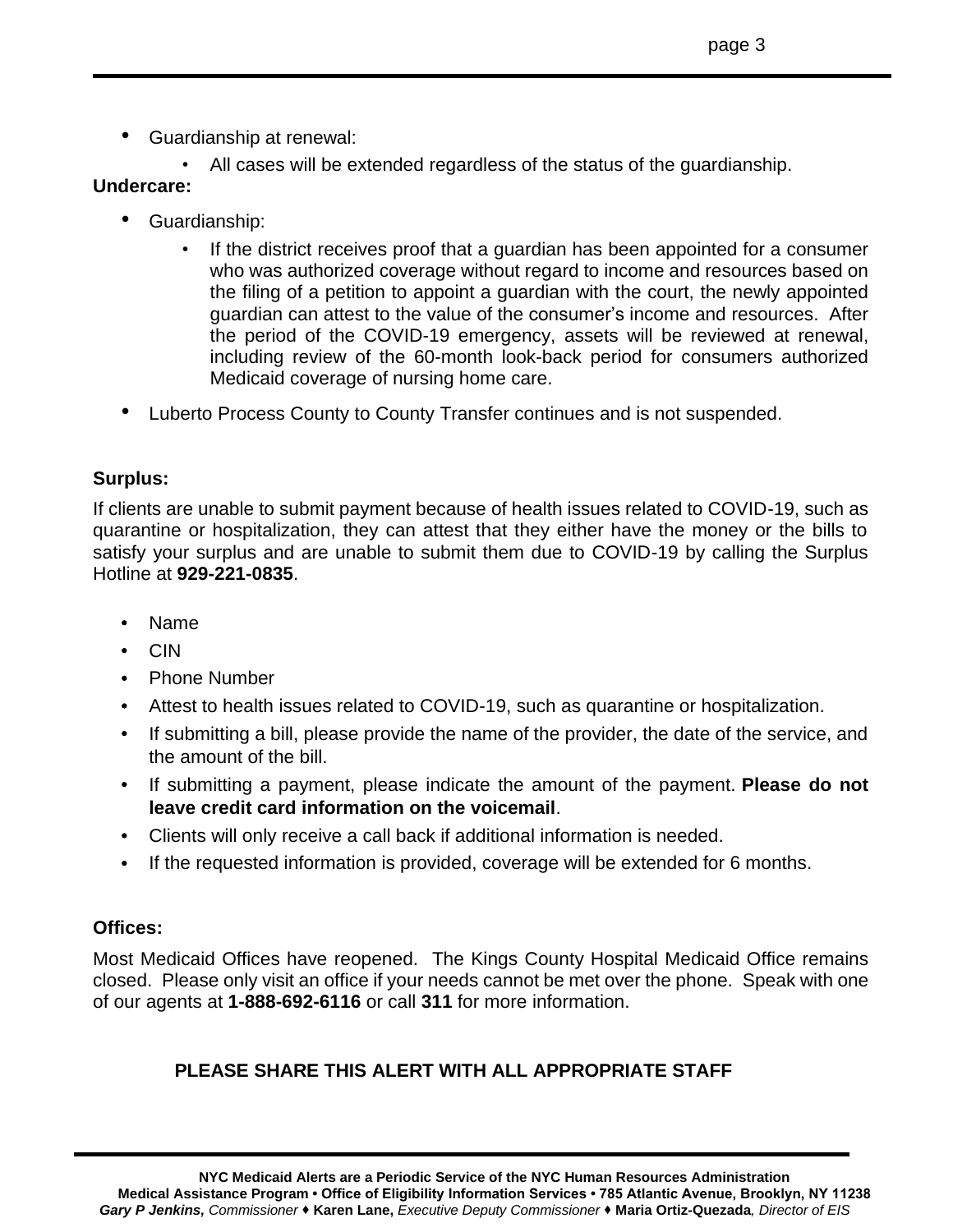- Guardianship at renewal:
  - All cases will be extended regardless of the status of the guardianship.

**Undercare:**

- Guardianship:
  - If the district receives proof that a guardian has been appointed for a consumer who was authorized coverage without regard to income and resources based on the filing of a petition to appoint a guardian with the court, the newly appointed guardian can attest to the value of the consumer's income and resources. After the period of the COVID-19 emergency, assets will be reviewed at renewal, including review of the 60-month look-back period for consumers authorized Medicaid coverage of nursing home care.
- Luberto Process County to County Transfer continues and is not suspended.

**Surplus:**

If clients are unable to submit payment because of health issues related to COVID-19, such as quarantine or hospitalization, they can attest that they either have the money or the bills to satisfy your surplus and are unable to submit them due to COVID-19 by calling the Surplus Hotline at **929-221-0835**.

- Name
- CIN
- Phone Number
- Attest to health issues related to COVID-19, such as quarantine or hospitalization.
- If submitting a bill, please provide the name of the provider, the date of the service, and the amount of the bill.
- If submitting a payment, please indicate the amount of the payment. **Please do not leave credit card information on the voicemail**.
- Clients will only receive a call back if additional information is needed.
- If the requested information is provided, coverage will be extended for 6 months.

**Offices:**

Most Medicaid Offices have reopened. The Kings County Hospital Medicaid Office remains closed. Please only visit an office if your needs cannot be met over the phone. Speak with one of our agents at **1-888-692-6116** or call **311** for more information.

**PLEASE SHARE THIS ALERT WITH ALL APPROPRIATE STAFF**

**NYC Medicaid Alerts are a Periodic Service of the NYC Human Resources Administration**
**Medical Assistance Program • Office of Eligibility Information Services • 785 Atlantic Avenue, Brooklyn, NY 11238**
***Gary P Jenkins,*** *Commissioner* ♦ **Karen Lane,** *Executive Deputy Commissioner* ♦ **Maria Ortiz-Quezada***, Director of EIS*